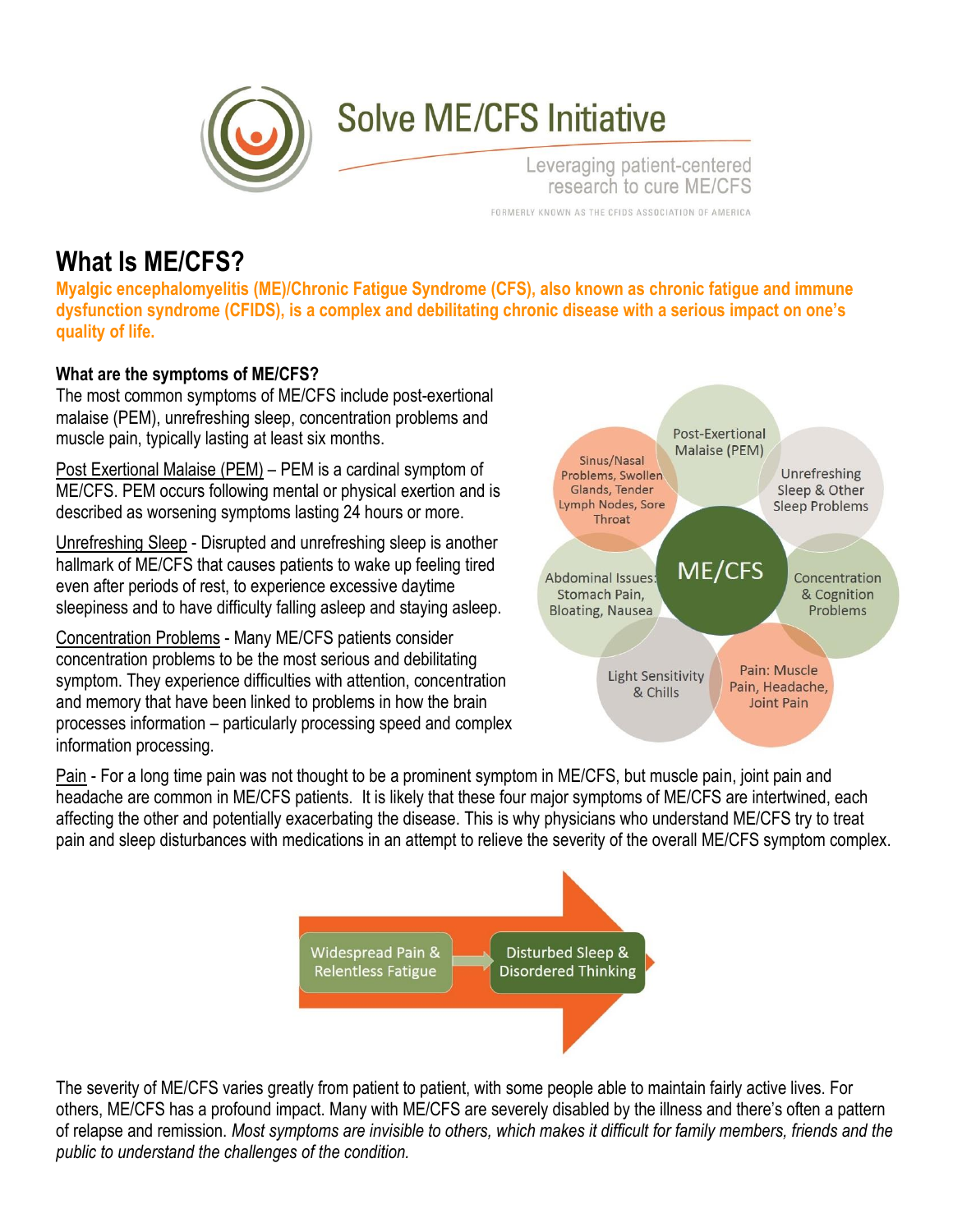# Solve ME/CFS Initiative

Leveraging patient-centered research to cure ME/CFS

FORMERLY KNOWN AS THE CFIDS ASSOCIATION OF AMERICA

## What Is ME/CFS?

**Myalgic encephalomyelitis (ME)/Chronic Fatigue Syndrome (CFS), also known as chronic fatigue and immune dysfunction syndrome (CFIDS), is a complex and debilitating chronic disease with a serious impact on one's quality of life.**

### What are the symptoms of ME/CFS?

The most common symptoms of ME/CFS include post-exertional malaise (PEM), unrefreshing sleep, concentration problems and muscle pain, typically lasting at least six months.

Post Exertional Malaise (PEM) – PEM is a cardinal symptom of ME/CFS. PEM occurs following mental or physical exertion and is described as worsening symptoms lasting 24 hours or more.

Unrefreshing Sleep - Disrupted and unrefreshing sleep is another hallmark of ME/CFS that causes patients to wake up feeling tired even after periods of rest, to experience excessive daytime sleepiness and to have difficulty falling asleep and staying asleep.

Concentration Problems - Many ME/CFS patients consider concentration problems to be the most serious and debilitating symptom. They experience difficulties with attention, concentration and memory that have been linked to problems in how the brain processes information – particularly processing speed and complex information processing.

ME/CFS: Post-Exertional Malaise (PEM); Unrefreshing Sleep & Other Sleep Problems; Concentration & Cognition Problems; Pain: Muscle Pain, Headache, Joint Pain; Light Sensitivity & Chills; Abdominal Issues: Stomach Pain, Bloating, Nausea; Sinus/Nasal Problems, Swollen Glands, Tender Lymph Nodes, Sore Throat

Pain - For a long time pain was not thought to be a prominent symptom in ME/CFS, but muscle pain, joint pain and headache are common in ME/CFS patients. It is likely that these four major symptoms of ME/CFS are intertwined, each affecting the other and potentially exacerbating the disease. This is why physicians who understand ME/CFS try to treat pain and sleep disturbances with medications in an attempt to relieve the severity of the overall ME/CFS symptom complex.

Widespread Pain & Relentless Fatigue → Disturbed Sleep & Disordered Thinking

The severity of ME/CFS varies greatly from patient to patient, with some people able to maintain fairly active lives. For others, ME/CFS has a profound impact. Many with ME/CFS are severely disabled by the illness and there's often a pattern of relapse and remission. *Most symptoms are invisible to others, which makes it difficult for family members, friends and the public to understand the challenges of the condition.*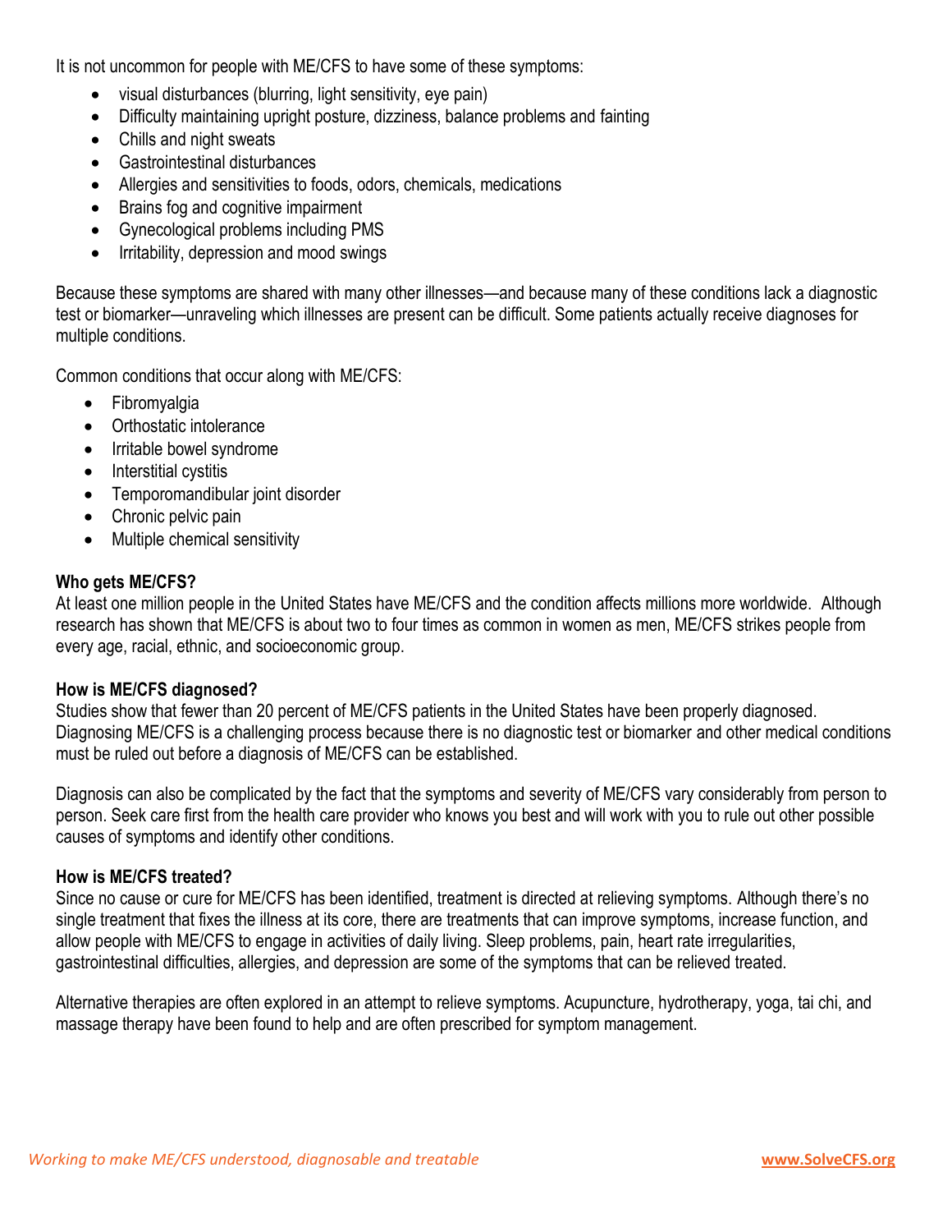It is not uncommon for people with ME/CFS to have some of these symptoms:

- visual disturbances (blurring, light sensitivity, eye pain)
- Difficulty maintaining upright posture, dizziness, balance problems and fainting
- Chills and night sweats
- Gastrointestinal disturbances
- Allergies and sensitivities to foods, odors, chemicals, medications
- Brains fog and cognitive impairment
- Gynecological problems including PMS
- Irritability, depression and mood swings

Because these symptoms are shared with many other illnesses—and because many of these conditions lack a diagnostic test or biomarker—unraveling which illnesses are present can be difficult. Some patients actually receive diagnoses for multiple conditions.

Common conditions that occur along with ME/CFS:

- Fibromyalgia
- Orthostatic intolerance
- Irritable bowel syndrome
- Interstitial cystitis
- Temporomandibular joint disorder
- Chronic pelvic pain
- Multiple chemical sensitivity

**Who gets ME/CFS?**

At least one million people in the United States have ME/CFS and the condition affects millions more worldwide. Although research has shown that ME/CFS is about two to four times as common in women as men, ME/CFS strikes people from every age, racial, ethnic, and socioeconomic group.

**How is ME/CFS diagnosed?**

Studies show that fewer than 20 percent of ME/CFS patients in the United States have been properly diagnosed. Diagnosing ME/CFS is a challenging process because there is no diagnostic test or biomarker and other medical conditions must be ruled out before a diagnosis of ME/CFS can be established.

Diagnosis can also be complicated by the fact that the symptoms and severity of ME/CFS vary considerably from person to person. Seek care first from the health care provider who knows you best and will work with you to rule out other possible causes of symptoms and identify other conditions.

**How is ME/CFS treated?**

Since no cause or cure for ME/CFS has been identified, treatment is directed at relieving symptoms. Although there's no single treatment that fixes the illness at its core, there are treatments that can improve symptoms, increase function, and allow people with ME/CFS to engage in activities of daily living. Sleep problems, pain, heart rate irregularities, gastrointestinal difficulties, allergies, and depression are some of the symptoms that can be relieved treated.

Alternative therapies are often explored in an attempt to relieve symptoms. Acupuncture, hydrotherapy, yoga, tai chi, and massage therapy have been found to help and are often prescribed for symptom management.